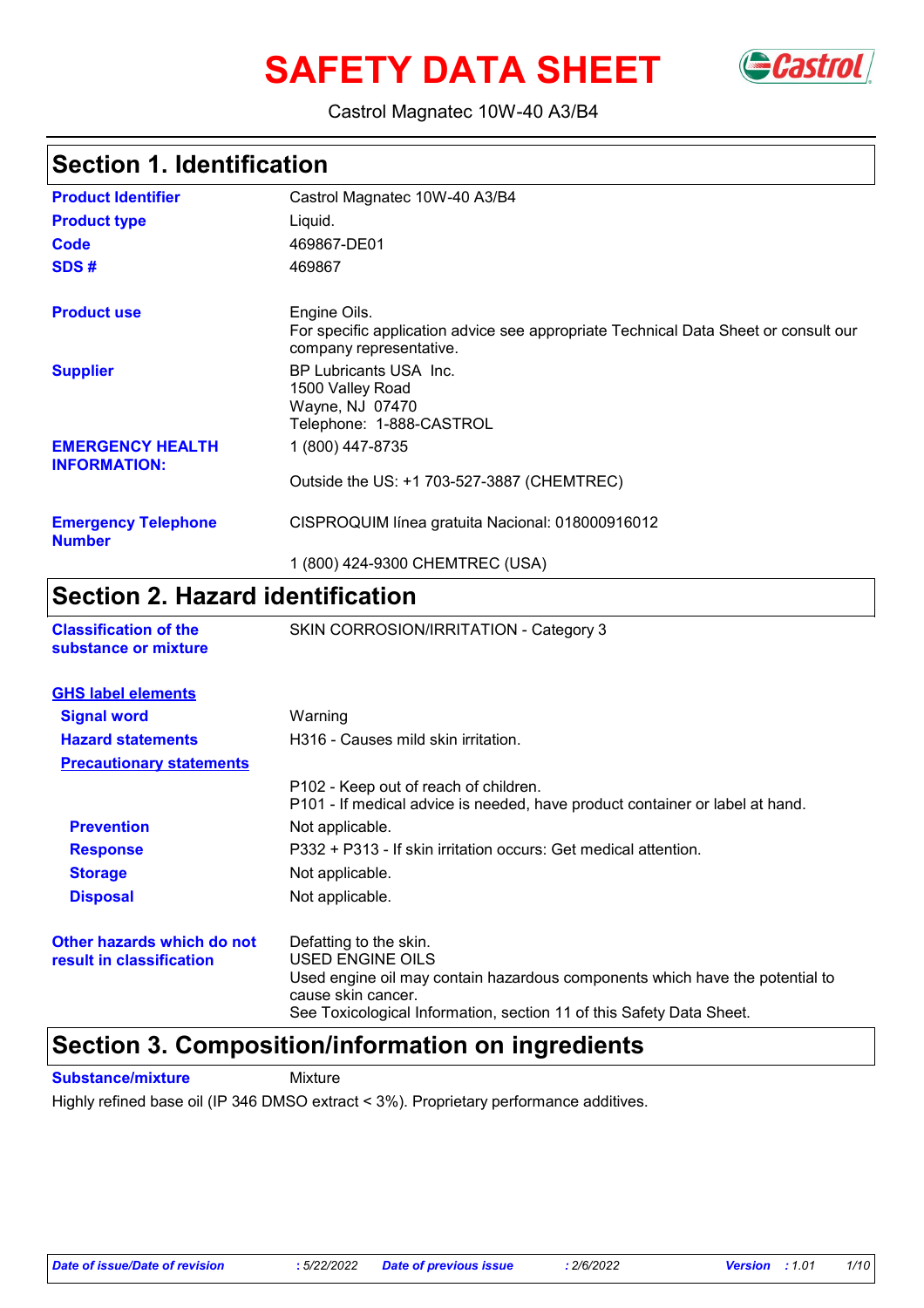# SAFETY DATA SHEET

Castrol Magnatec 10W-40 A3/B4

## Section 1. Identification

| | |
|---|---|
| **Product Identifier** | Castrol Magnatec 10W-40 A3/B4 |
| **Product type** | Liquid. |
| **Code** | 469867-DE01 |
| **SDS #** | 469867 |
| **Product use** | Engine Oils.<br>For specific application advice see appropriate Technical Data Sheet or consult our company representative. |
| **Supplier** | BP Lubricants USA Inc.<br>1500 Valley Road<br>Wayne, NJ 07470<br>Telephone: 1-888-CASTROL |
| **EMERGENCY HEALTH INFORMATION:** | 1 (800) 447-8735<br><br>Outside the US: +1 703-527-3887 (CHEMTREC) |
| **Emergency Telephone Number** | CISPROQUIM línea gratuita Nacional: 018000916012<br><br>1 (800) 424-9300 CHEMTREC (USA) |

## Section 2. Hazard identification

**Classification of the substance or mixture**: SKIN CORROSION/IRRITATION - Category 3

**GHS label elements**

**Signal word**: Warning

**Hazard statements**: H316 - Causes mild skin irritation.

**Precautionary statements**

P102 - Keep out of reach of children.
P101 - If medical advice is needed, have product container or label at hand.

**Prevention**: Not applicable.

**Response**: P332 + P313 - If skin irritation occurs: Get medical attention.

**Storage**: Not applicable.

**Disposal**: Not applicable.

**Other hazards which do not result in classification**: Defatting to the skin.
USED ENGINE OILS
Used engine oil may contain hazardous components which have the potential to cause skin cancer.
See Toxicological Information, section 11 of this Safety Data Sheet.

## Section 3. Composition/information on ingredients

**Substance/mixture**: Mixture

Highly refined base oil (IP 346 DMSO extract < 3%). Proprietary performance additives.

*Date of issue/Date of revision*: 5/22/2022 *Date of previous issue*: 2/6/2022 *Version*: 1.01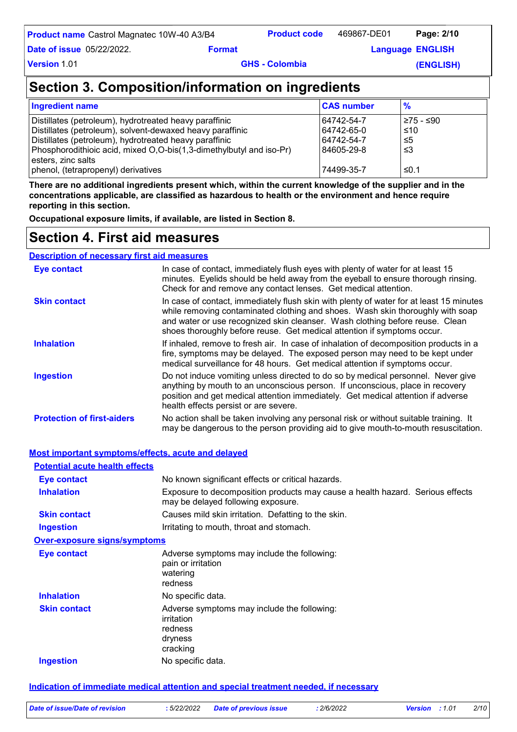# Section 3. Composition/information on ingredients

| Ingredient name | CAS number | % |
|---|---|---|
| Distillates (petroleum), hydrotreated heavy paraffinic | 64742-54-7 | ≥75 - ≤90 |
| Distillates (petroleum), solvent-dewaxed heavy paraffinic | 64742-65-0 | ≤10 |
| Distillates (petroleum), hydrotreated heavy paraffinic | 64742-54-7 | ≤5 |
| Phosphorodithioic acid, mixed O,O-bis(1,3-dimethylbutyl and iso-Pr) esters, zinc salts | 84605-29-8 | ≤3 |
| phenol, (tetrapropenyl) derivatives | 74499-35-7 | ≤0.1 |

**There are no additional ingredients present which, within the current knowledge of the supplier and in the concentrations applicable, are classified as hazardous to health or the environment and hence require reporting in this section.**

**Occupational exposure limits, if available, are listed in Section 8.**

# Section 4. First aid measures

## Description of necessary first aid measures

**Eye contact**: In case of contact, immediately flush eyes with plenty of water for at least 15 minutes. Eyelids should be held away from the eyeball to ensure thorough rinsing. Check for and remove any contact lenses. Get medical attention.

**Skin contact**: In case of contact, immediately flush skin with plenty of water for at least 15 minutes while removing contaminated clothing and shoes. Wash skin thoroughly with soap and water or use recognized skin cleanser. Wash clothing before reuse. Clean shoes thoroughly before reuse. Get medical attention if symptoms occur.

**Inhalation**: If inhaled, remove to fresh air. In case of inhalation of decomposition products in a fire, symptoms may be delayed. The exposed person may need to be kept under medical surveillance for 48 hours. Get medical attention if symptoms occur.

**Ingestion**: Do not induce vomiting unless directed to do so by medical personnel. Never give anything by mouth to an unconscious person. If unconscious, place in recovery position and get medical attention immediately. Get medical attention if adverse health effects persist or are severe.

**Protection of first-aiders**: No action shall be taken involving any personal risk or without suitable training. It may be dangerous to the person providing aid to give mouth-to-mouth resuscitation.

## Most important symptoms/effects, acute and delayed

### Potential acute health effects

**Eye contact**: No known significant effects or critical hazards.

**Inhalation**: Exposure to decomposition products may cause a health hazard. Serious effects may be delayed following exposure.

**Skin contact**: Causes mild skin irritation. Defatting to the skin.

**Ingestion**: Irritating to mouth, throat and stomach.

### Over-exposure signs/symptoms

**Eye contact**: Adverse symptoms may include the following:
pain or irritation
watering
redness

**Inhalation**: No specific data.

**Skin contact**: Adverse symptoms may include the following:
irritation
redness
dryness
cracking

**Ingestion**: No specific data.

## Indication of immediate medical attention and special treatment needed, if necessary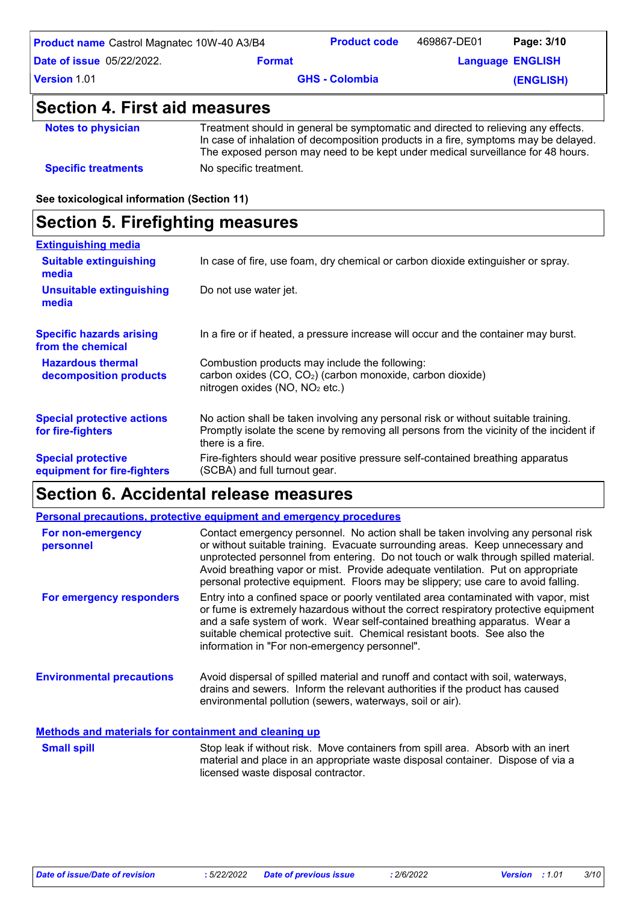## Section 4. First aid measures

**Notes to physician**: Treatment should in general be symptomatic and directed to relieving any effects. In case of inhalation of decomposition products in a fire, symptoms may be delayed. The exposed person may need to be kept under medical surveillance for 48 hours.

**Specific treatments**: No specific treatment.

**See toxicological information (Section 11)**

## Section 5. Firefighting measures

### Extinguishing media

**Suitable extinguishing media**: In case of fire, use foam, dry chemical or carbon dioxide extinguisher or spray.

**Unsuitable extinguishing media**: Do not use water jet.

**Specific hazards arising from the chemical**: In a fire or if heated, a pressure increase will occur and the container may burst.

**Hazardous thermal decomposition products**: Combustion products may include the following:
carbon oxides ($CO$, $CO_2$) (carbon monoxide, carbon dioxide)
nitrogen oxides ($NO$, $NO_2$ etc.)

**Special protective actions for fire-fighters**: No action shall be taken involving any personal risk or without suitable training. Promptly isolate the scene by removing all persons from the vicinity of the incident if there is a fire.

**Special protective equipment for fire-fighters**: Fire-fighters should wear positive pressure self-contained breathing apparatus (SCBA) and full turnout gear.

## Section 6. Accidental release measures

### Personal precautions, protective equipment and emergency procedures

**For non-emergency personnel**: Contact emergency personnel. No action shall be taken involving any personal risk or without suitable training. Evacuate surrounding areas. Keep unnecessary and unprotected personnel from entering. Do not touch or walk through spilled material. Avoid breathing vapor or mist. Provide adequate ventilation. Put on appropriate personal protective equipment. Floors may be slippery; use care to avoid falling.

**For emergency responders**: Entry into a confined space or poorly ventilated area contaminated with vapor, mist or fume is extremely hazardous without the correct respiratory protective equipment and a safe system of work. Wear self-contained breathing apparatus. Wear a suitable chemical protective suit. Chemical resistant boots. See also the information in "For non-emergency personnel".

**Environmental precautions**: Avoid dispersal of spilled material and runoff and contact with soil, waterways, drains and sewers. Inform the relevant authorities if the product has caused environmental pollution (sewers, waterways, soil or air).

### Methods and materials for containment and cleaning up

**Small spill**: Stop leak if without risk. Move containers from spill area. Absorb with an inert material and place in an appropriate waste disposal container. Dispose of via a licensed waste disposal contractor.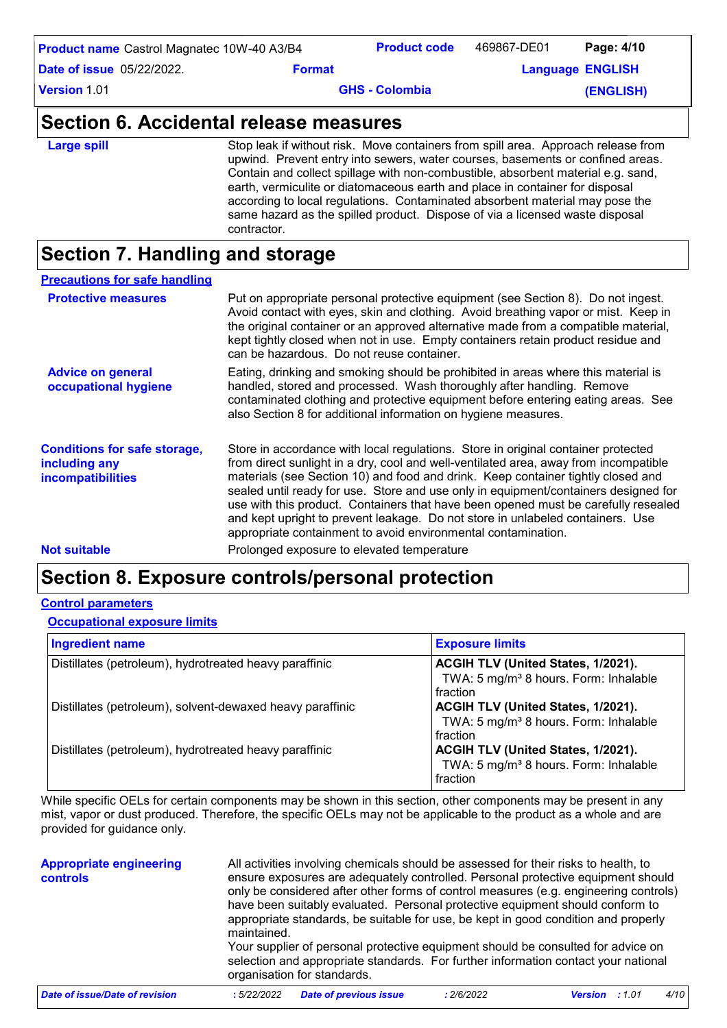## Section 6. Accidental release measures

**Large spill**

Stop leak if without risk. Move containers from spill area. Approach release from upwind. Prevent entry into sewers, water courses, basements or confined areas. Contain and collect spillage with non-combustible, absorbent material e.g. sand, earth, vermiculite or diatomaceous earth and place in container for disposal according to local regulations. Contaminated absorbent material may pose the same hazard as the spilled product. Dispose of via a licensed waste disposal contractor.

## Section 7. Handling and storage

### Precautions for safe handling

**Protective measures**

Put on appropriate personal protective equipment (see Section 8). Do not ingest. Avoid contact with eyes, skin and clothing. Avoid breathing vapor or mist. Keep in the original container or an approved alternative made from a compatible material, kept tightly closed when not in use. Empty containers retain product residue and can be hazardous. Do not reuse container.

**Advice on general occupational hygiene**

Eating, drinking and smoking should be prohibited in areas where this material is handled, stored and processed. Wash thoroughly after handling. Remove contaminated clothing and protective equipment before entering eating areas. See also Section 8 for additional information on hygiene measures.

**Conditions for safe storage, including any incompatibilities**

Store in accordance with local regulations. Store in original container protected from direct sunlight in a dry, cool and well-ventilated area, away from incompatible materials (see Section 10) and food and drink. Keep container tightly closed and sealed until ready for use. Store and use only in equipment/containers designed for use with this product. Containers that have been opened must be carefully resealed and kept upright to prevent leakage. Do not store in unlabeled containers. Use appropriate containment to avoid environmental contamination.

**Not suitable**

Prolonged exposure to elevated temperature

## Section 8. Exposure controls/personal protection

### Control parameters

#### Occupational exposure limits

| Ingredient name | Exposure limits |
|---|---|
| Distillates (petroleum), hydrotreated heavy paraffinic | **ACGIH TLV (United States, 1/2021).** TWA: 5 mg/m³ 8 hours. Form: Inhalable fraction |
| Distillates (petroleum), solvent-dewaxed heavy paraffinic | **ACGIH TLV (United States, 1/2021).** TWA: 5 mg/m³ 8 hours. Form: Inhalable fraction |
| Distillates (petroleum), hydrotreated heavy paraffinic | **ACGIH TLV (United States, 1/2021).** TWA: 5 mg/m³ 8 hours. Form: Inhalable fraction |

While specific OELs for certain components may be shown in this section, other components may be present in any mist, vapor or dust produced. Therefore, the specific OELs may not be applicable to the product as a whole and are provided for guidance only.

**Appropriate engineering controls**

All activities involving chemicals should be assessed for their risks to health, to ensure exposures are adequately controlled. Personal protective equipment should only be considered after other forms of control measures (e.g. engineering controls) have been suitably evaluated. Personal protective equipment should conform to appropriate standards, be suitable for use, be kept in good condition and properly maintained.
Your supplier of personal protective equipment should be consulted for advice on selection and appropriate standards. For further information contact your national organisation for standards.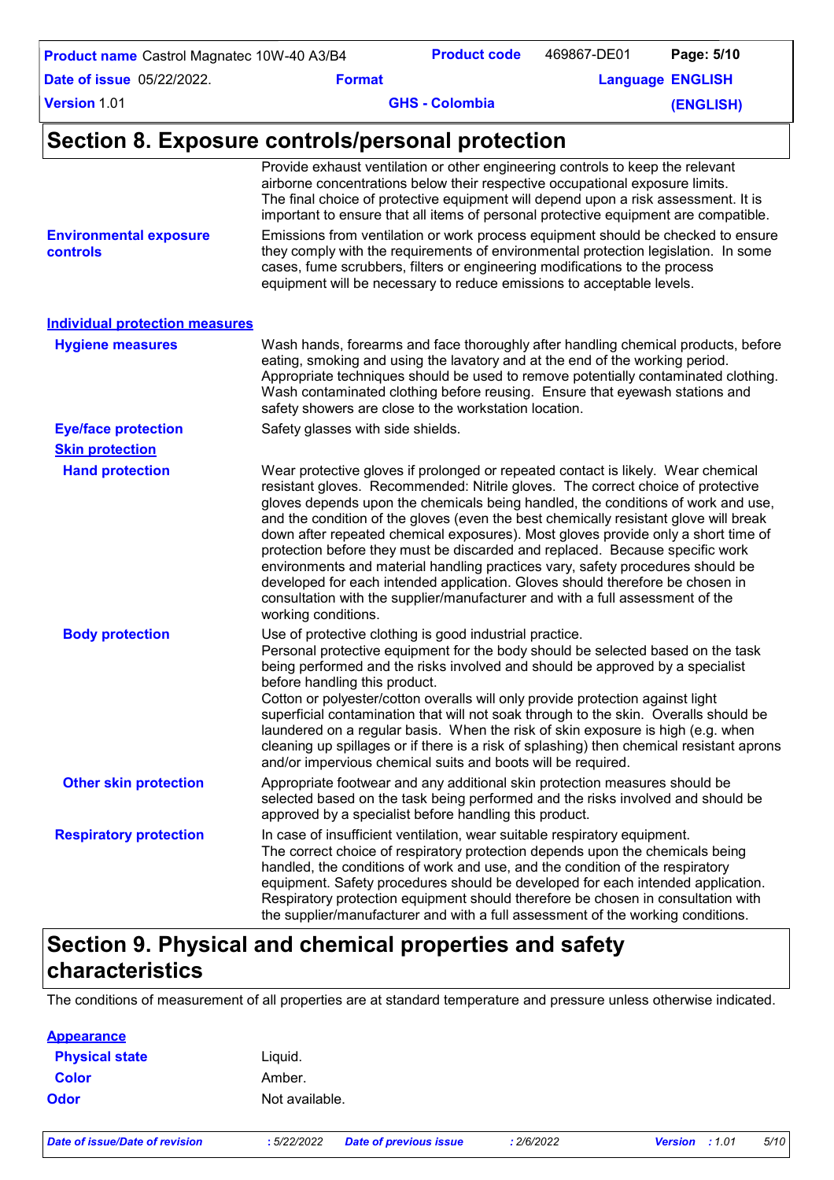## Section 8. Exposure controls/personal protection

Provide exhaust ventilation or other engineering controls to keep the relevant airborne concentrations below their respective occupational exposure limits.
The final choice of protective equipment will depend upon a risk assessment. It is important to ensure that all items of personal protective equipment are compatible.

**Environmental exposure controls**: Emissions from ventilation or work process equipment should be checked to ensure they comply with the requirements of environmental protection legislation. In some cases, fume scrubbers, filters or engineering modifications to the process equipment will be necessary to reduce emissions to acceptable levels.

**Individual protection measures**

**Hygiene measures**: Wash hands, forearms and face thoroughly after handling chemical products, before eating, smoking and using the lavatory and at the end of the working period. Appropriate techniques should be used to remove potentially contaminated clothing. Wash contaminated clothing before reusing. Ensure that eyewash stations and safety showers are close to the workstation location.

**Eye/face protection**: Safety glasses with side shields.

**Skin protection**

**Hand protection**: Wear protective gloves if prolonged or repeated contact is likely. Wear chemical resistant gloves. Recommended: Nitrile gloves. The correct choice of protective gloves depends upon the chemicals being handled, the conditions of work and use, and the condition of the gloves (even the best chemically resistant glove will break down after repeated chemical exposures). Most gloves provide only a short time of protection before they must be discarded and replaced. Because specific work environments and material handling practices vary, safety procedures should be developed for each intended application. Gloves should therefore be chosen in consultation with the supplier/manufacturer and with a full assessment of the working conditions.

**Body protection**: Use of protective clothing is good industrial practice.
Personal protective equipment for the body should be selected based on the task being performed and the risks involved and should be approved by a specialist before handling this product.
Cotton or polyester/cotton overalls will only provide protection against light superficial contamination that will not soak through to the skin. Overalls should be laundered on a regular basis. When the risk of skin exposure is high (e.g. when cleaning up spillages or if there is a risk of splashing) then chemical resistant aprons and/or impervious chemical suits and boots will be required.

**Other skin protection**: Appropriate footwear and any additional skin protection measures should be selected based on the task being performed and the risks involved and should be approved by a specialist before handling this product.

**Respiratory protection**: In case of insufficient ventilation, wear suitable respiratory equipment.
The correct choice of respiratory protection depends upon the chemicals being handled, the conditions of work and use, and the condition of the respiratory equipment. Safety procedures should be developed for each intended application. Respiratory protection equipment should therefore be chosen in consultation with the supplier/manufacturer and with a full assessment of the working conditions.

## Section 9. Physical and chemical properties and safety characteristics

The conditions of measurement of all properties are at standard temperature and pressure unless otherwise indicated.

**Appearance**

**Physical state**: Liquid.

**Color**: Amber.

**Odor**: Not available.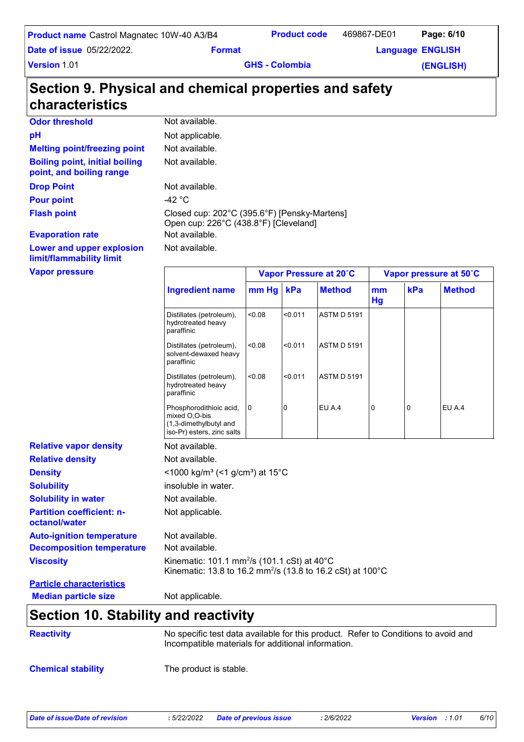## Section 9. Physical and chemical properties and safety characteristics

**Odor threshold** Not available.

**pH** Not applicable.

**Melting point/freezing point** Not available.

**Boiling point, initial boiling point, and boiling range** Not available.

**Drop Point** Not available.

**Pour point** -42 °C

**Flash point** Closed cup: 202°C (395.6°F) [Pensky-Martens]
Open cup: 226°C (438.8°F) [Cleveland]

**Evaporation rate** Not available.

**Lower and upper explosion limit/flammability limit** Not available.

**Vapor pressure**

| Ingredient name | Vapor Pressure at 20˚C | | | Vapor pressure at 50˚C | | |
|---|---|---|---|---|---|---|
| | mm Hg | kPa | Method | mm Hg | kPa | Method |
| Distillates (petroleum), hydrotreated heavy paraffinic | <0.08 | <0.011 | ASTM D 5191 | | | |
| Distillates (petroleum), solvent-dewaxed heavy paraffinic | <0.08 | <0.011 | ASTM D 5191 | | | |
| Distillates (petroleum), hydrotreated heavy paraffinic | <0.08 | <0.011 | ASTM D 5191 | | | |
| Phosphorodithioic acid, mixed O,O-bis (1,3-dimethylbutyl and iso-Pr) esters, zinc salts | 0 | 0 | EU A.4 | 0 | 0 | EU A.4 |

**Relative vapor density** Not available.

**Relative density** Not available.

**Density** <1000 kg/m³ (<1 g/cm³) at 15°C

**Solubility** insoluble in water.

**Solubility in water** Not available.

**Partition coefficient: n-octanol/water** Not applicable.

**Auto-ignition temperature** Not available.

**Decomposition temperature** Not available.

**Viscosity** Kinematic: 101.1 $mm^2/s$ (101.1 cSt) at 40°C
Kinematic: 13.8 to 16.2 $mm^2/s$ (13.8 to 16.2 cSt) at 100°C

**Particle characteristics**

**Median particle size** Not applicable.

## Section 10. Stability and reactivity

**Reactivity** No specific test data available for this product. Refer to Conditions to avoid and Incompatible materials for additional information.

**Chemical stability** The product is stable.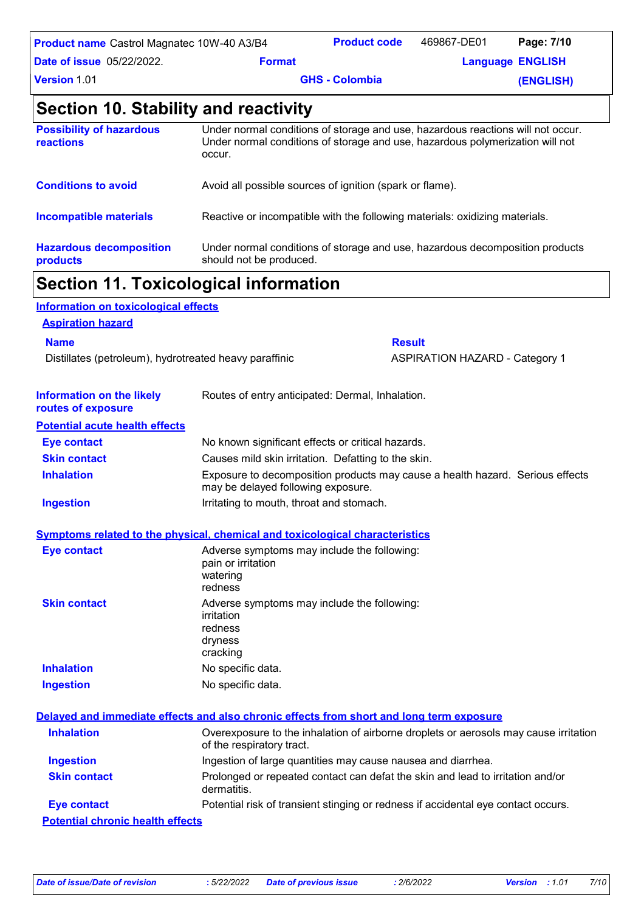## Section 10. Stability and reactivity

**Possibility of hazardous reactions**: Under normal conditions of storage and use, hazardous reactions will not occur. Under normal conditions of storage and use, hazardous polymerization will not occur.

**Conditions to avoid**: Avoid all possible sources of ignition (spark or flame).

**Incompatible materials**: Reactive or incompatible with the following materials: oxidizing materials.

**Hazardous decomposition products**: Under normal conditions of storage and use, hazardous decomposition products should not be produced.

## Section 11. Toxicological information

### Information on toxicological effects

**Aspiration hazard**

| Name | Result |
| --- | --- |
| Distillates (petroleum), hydrotreated heavy paraffinic | ASPIRATION HAZARD - Category 1 |

**Information on the likely routes of exposure**: Routes of entry anticipated: Dermal, Inhalation.

### Potential acute health effects

**Eye contact**: No known significant effects or critical hazards.

**Skin contact**: Causes mild skin irritation. Defatting to the skin.

**Inhalation**: Exposure to decomposition products may cause a health hazard. Serious effects may be delayed following exposure.

**Ingestion**: Irritating to mouth, throat and stomach.

### Symptoms related to the physical, chemical and toxicological characteristics

**Eye contact**: Adverse symptoms may include the following:
pain or irritation
watering
redness

**Skin contact**: Adverse symptoms may include the following:
irritation
redness
dryness
cracking

**Inhalation**: No specific data.

**Ingestion**: No specific data.

### Delayed and immediate effects and also chronic effects from short and long term exposure

**Inhalation**: Overexposure to the inhalation of airborne droplets or aerosols may cause irritation of the respiratory tract.

**Ingestion**: Ingestion of large quantities may cause nausea and diarrhea.

**Skin contact**: Prolonged or repeated contact can defat the skin and lead to irritation and/or dermatitis.

**Eye contact**: Potential risk of transient stinging or redness if accidental eye contact occurs.

### Potential chronic health effects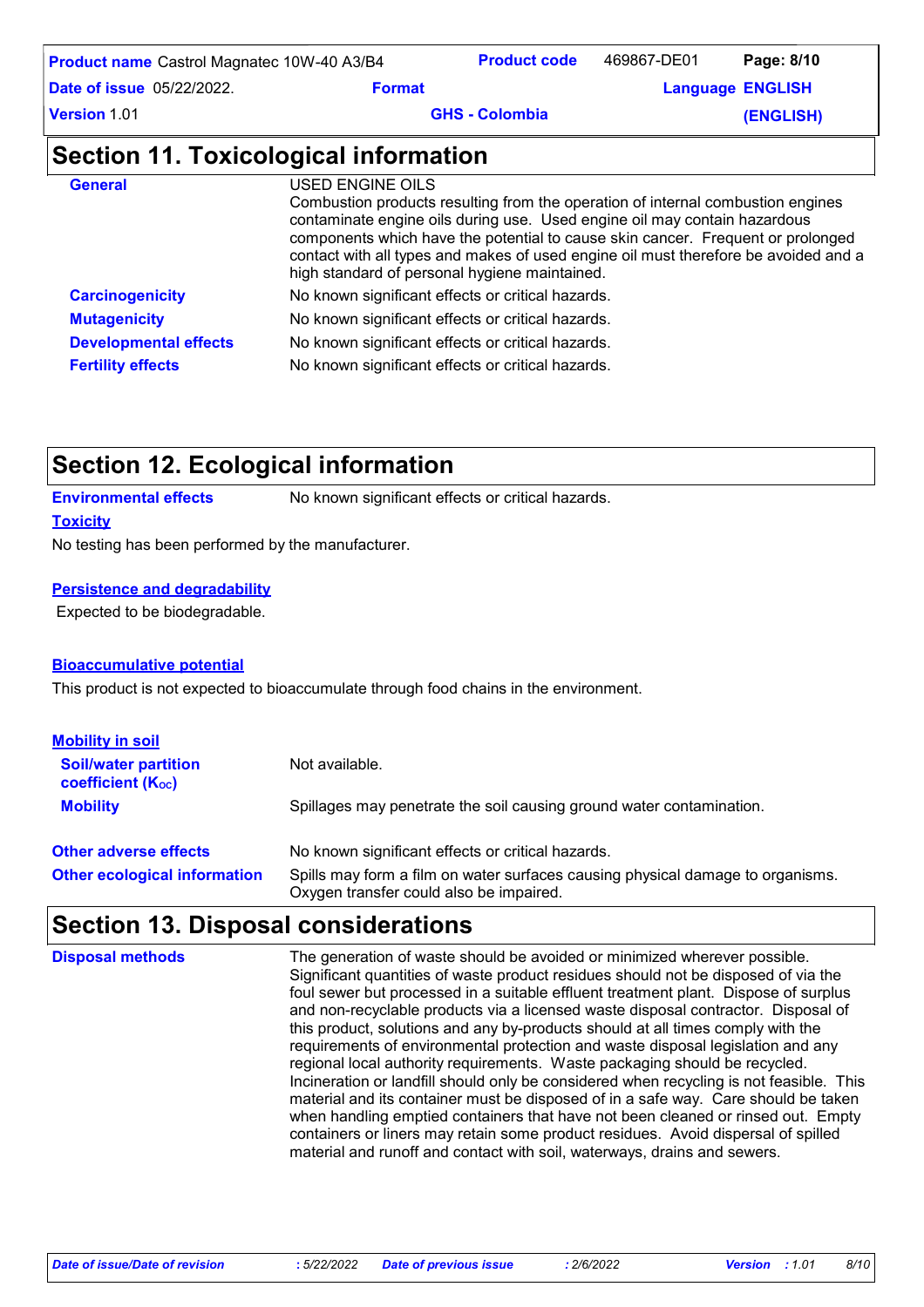## Section 11. Toxicological information

**General**

USED ENGINE OILS
Combustion products resulting from the operation of internal combustion engines contaminate engine oils during use. Used engine oil may contain hazardous components which have the potential to cause skin cancer. Frequent or prolonged contact with all types and makes of used engine oil must therefore be avoided and a high standard of personal hygiene maintained.

**Carcinogenicity** No known significant effects or critical hazards.

**Mutagenicity** No known significant effects or critical hazards.

**Developmental effects** No known significant effects or critical hazards.

**Fertility effects** No known significant effects or critical hazards.

## Section 12. Ecological information

**Environmental effects** No known significant effects or critical hazards.

**Toxicity**

No testing has been performed by the manufacturer.

**Persistence and degradability**

Expected to be biodegradable.

**Bioaccumulative potential**

This product is not expected to bioaccumulate through food chains in the environment.

**Mobility in soil**

**Soil/water partition coefficient ($K_{OC}$)** Not available.

**Mobility** Spillages may penetrate the soil causing ground water contamination.

**Other adverse effects** No known significant effects or critical hazards.

**Other ecological information** Spills may form a film on water surfaces causing physical damage to organisms. Oxygen transfer could also be impaired.

## Section 13. Disposal considerations

**Disposal methods**

The generation of waste should be avoided or minimized wherever possible. Significant quantities of waste product residues should not be disposed of via the foul sewer but processed in a suitable effluent treatment plant. Dispose of surplus and non-recyclable products via a licensed waste disposal contractor. Disposal of this product, solutions and any by-products should at all times comply with the requirements of environmental protection and waste disposal legislation and any regional local authority requirements. Waste packaging should be recycled. Incineration or landfill should only be considered when recycling is not feasible. This material and its container must be disposed of in a safe way. Care should be taken when handling emptied containers that have not been cleaned or rinsed out. Empty containers or liners may retain some product residues. Avoid dispersal of spilled material and runoff and contact with soil, waterways, drains and sewers.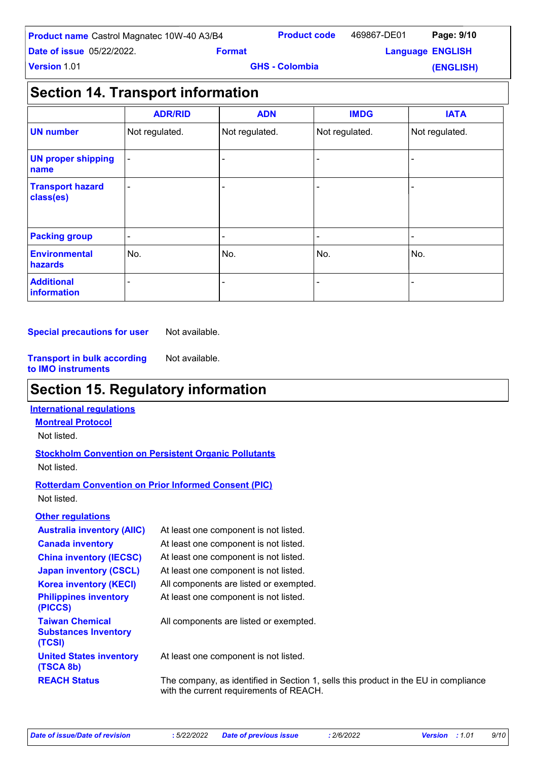## Section 14. Transport information

| | ADR/RID | ADN | IMDG | IATA |
|---|---|---|---|---|
| **UN number** | Not regulated. | Not regulated. | Not regulated. | Not regulated. |
| **UN proper shipping name** | - | - | - | - |
| **Transport hazard class(es)** | - | - | - | - |
| **Packing group** | - | - | - | - |
| **Environmental hazards** | No. | No. | No. | No. |
| **Additional information** | - | - | - | - |

**Special precautions for user** Not available.

**Transport in bulk according to IMO instruments** Not available.

## Section 15. Regulatory information

### International regulations

**Montreal Protocol**

Not listed.

**Stockholm Convention on Persistent Organic Pollutants**

Not listed.

**Rotterdam Convention on Prior Informed Consent (PIC)**

Not listed.

**Other regulations**

| | |
|---|---|
| **Australia inventory (AIIC)** | At least one component is not listed. |
| **Canada inventory** | At least one component is not listed. |
| **China inventory (IECSC)** | At least one component is not listed. |
| **Japan inventory (CSCL)** | At least one component is not listed. |
| **Korea inventory (KECI)** | All components are listed or exempted. |
| **Philippines inventory (PICCS)** | At least one component is not listed. |
| **Taiwan Chemical Substances Inventory (TCSI)** | All components are listed or exempted. |
| **United States inventory (TSCA 8b)** | At least one component is not listed. |
| **REACH Status** | The company, as identified in Section 1, sells this product in the EU in compliance with the current requirements of REACH. |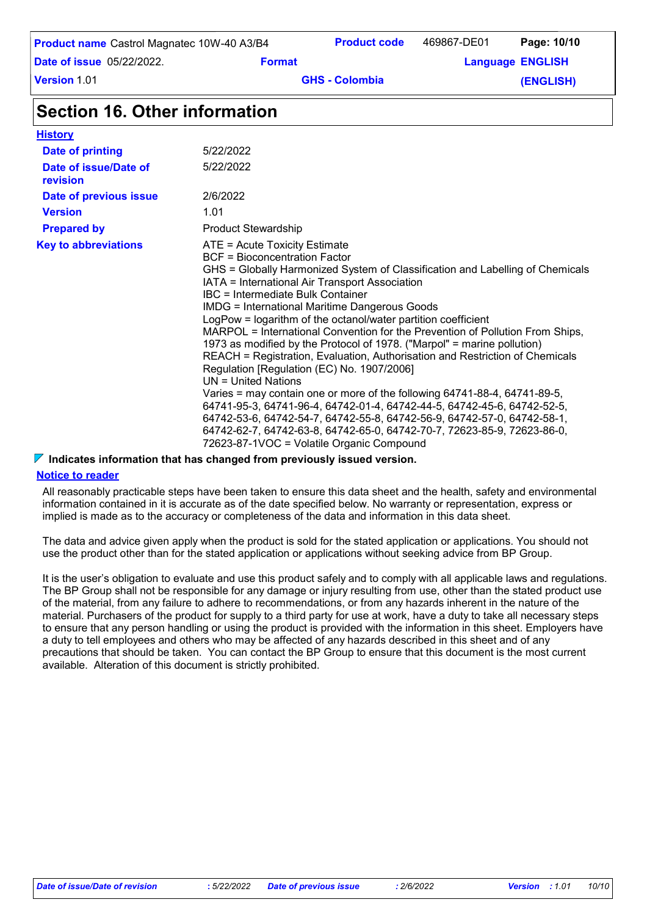# Section 16. Other information

**History**

| | |
|---|---|
| **Date of printing** | 5/22/2022 |
| **Date of issue/Date of revision** | 5/22/2022 |
| **Date of previous issue** | 2/6/2022 |
| **Version** | 1.01 |
| **Prepared by** | Product Stewardship |
| **Key to abbreviations** | ATE = Acute Toxicity Estimate<br>BCF = Bioconcentration Factor<br>GHS = Globally Harmonized System of Classification and Labelling of Chemicals<br>IATA = International Air Transport Association<br>IBC = Intermediate Bulk Container<br>IMDG = International Maritime Dangerous Goods<br>LogPow = logarithm of the octanol/water partition coefficient<br>MARPOL = International Convention for the Prevention of Pollution From Ships, 1973 as modified by the Protocol of 1978. ("Marpol" = marine pollution)<br>REACH = Registration, Evaluation, Authorisation and Restriction of Chemicals Regulation [Regulation (EC) No. 1907/2006]<br>UN = United Nations<br>Varies = may contain one or more of the following 64741-88-4, 64741-89-5, 64741-95-3, 64741-96-4, 64742-01-4, 64742-44-5, 64742-45-6, 64742-52-5, 64742-53-6, 64742-54-7, 64742-55-8, 64742-56-9, 64742-57-0, 64742-58-1, 64742-62-7, 64742-63-8, 64742-65-0, 64742-70-7, 72623-85-9, 72623-86-0, 72623-87-1VOC = Volatile Organic Compound |

**Indicates information that has changed from previously issued version.**

**Notice to reader**

All reasonably practicable steps have been taken to ensure this data sheet and the health, safety and environmental information contained in it is accurate as of the date specified below. No warranty or representation, express or implied is made as to the accuracy or completeness of the data and information in this data sheet.

The data and advice given apply when the product is sold for the stated application or applications. You should not use the product other than for the stated application or applications without seeking advice from BP Group.

It is the user's obligation to evaluate and use this product safely and to comply with all applicable laws and regulations. The BP Group shall not be responsible for any damage or injury resulting from use, other than the stated product use of the material, from any failure to adhere to recommendations, or from any hazards inherent in the nature of the material. Purchasers of the product for supply to a third party for use at work, have a duty to take all necessary steps to ensure that any person handling or using the product is provided with the information in this sheet. Employers have a duty to tell employees and others who may be affected of any hazards described in this sheet and of any precautions that should be taken. You can contact the BP Group to ensure that this document is the most current available. Alteration of this document is strictly prohibited.